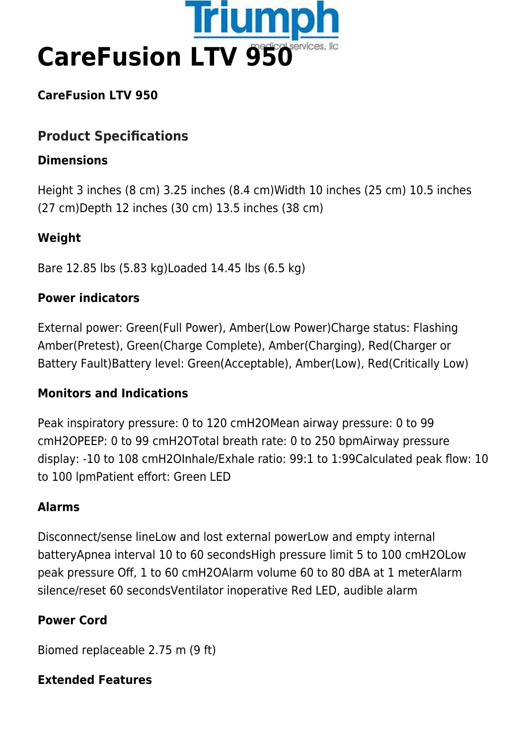# CareFusion LTV 950

**CareFusion LTV 950**

## Product Specifications

### Dimensions

Height 3 inches (8 cm) 3.25 inches (8.4 cm)Width 10 inches (25 cm) 10.5 inches (27 cm)Depth 12 inches (30 cm) 13.5 inches (38 cm)

### Weight

Bare 12.85 lbs (5.83 kg)Loaded 14.45 lbs (6.5 kg)

### Power indicators

External power: Green(Full Power), Amber(Low Power)Charge status: Flashing Amber(Pretest), Green(Charge Complete), Amber(Charging), Red(Charger or Battery Fault)Battery level: Green(Acceptable), Amber(Low), Red(Critically Low)

### Monitors and Indications

Peak inspiratory pressure: 0 to 120 cmH2OMean airway pressure: 0 to 99 cmH2OPEEP: 0 to 99 cmH2OTotal breath rate: 0 to 250 bpmAirway pressure display: -10 to 108 cmH2OInhale/Exhale ratio: 99:1 to 1:99Calculated peak flow: 10 to 100 lpmPatient effort: Green LED

### Alarms

Disconnect/sense lineLow and lost external powerLow and empty internal batteryApnea interval 10 to 60 secondsHigh pressure limit 5 to 100 cmH2OLow peak pressure Off, 1 to 60 cmH2OAlarm volume 60 to 80 dBA at 1 meterAlarm silence/reset 60 secondsVentilator inoperative Red LED, audible alarm

### Power Cord

Biomed replaceable 2.75 m (9 ft)

### Extended Features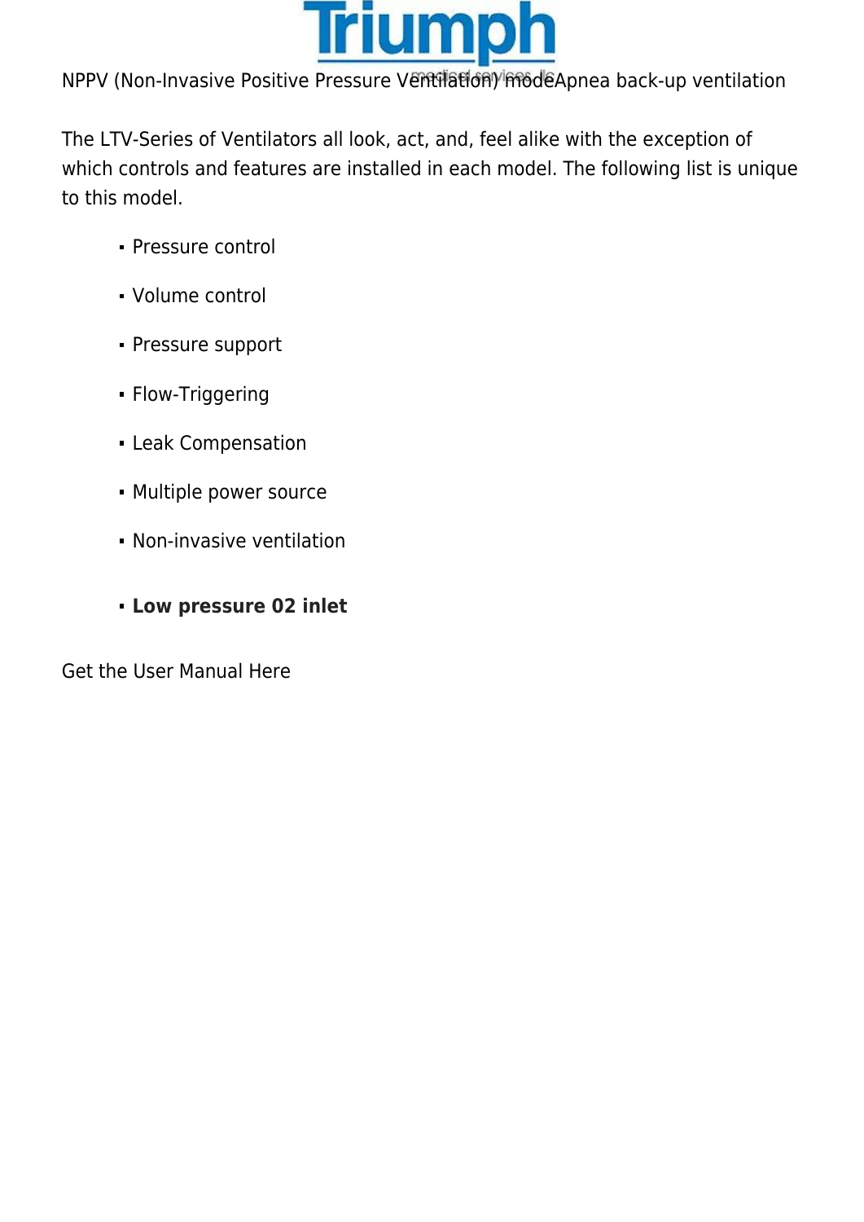NPPV (Non-Invasive Positive Pressure Ventilation) modeApnea back-up ventilation

The LTV-Series of Ventilators all look, act, and, feel alike with the exception of which controls and features are installed in each model. The following list is unique to this model.

- Pressure control
- Volume control
- Pressure support
- Flow-Triggering
- Leak Compensation
- Multiple power source
- Non-invasive ventilation
- **Low pressure 02 inlet**

Get the User Manual Here